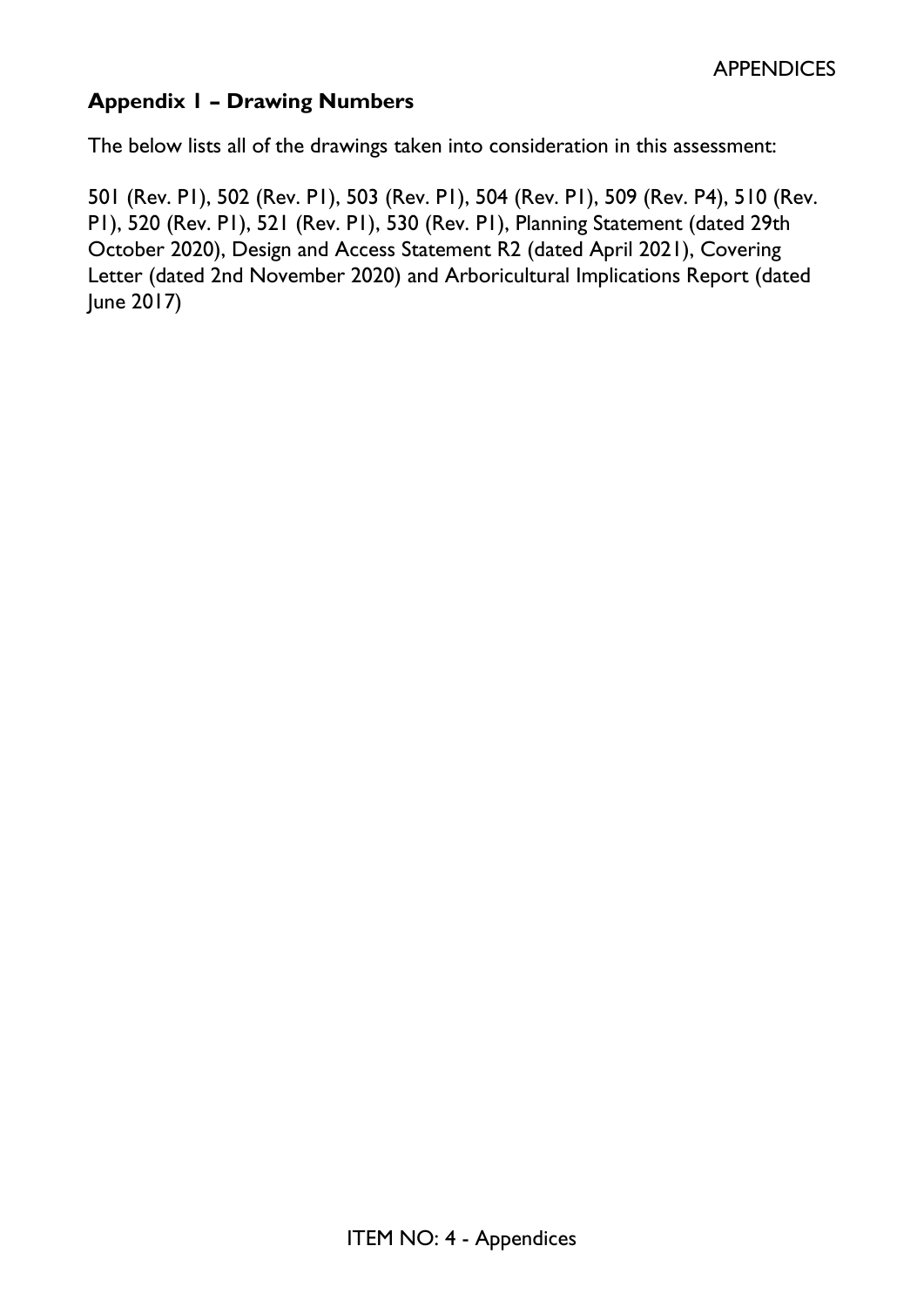## Appendix 1 – Drawing Numbers

The below lists all of the drawings taken into consideration in this assessment:

501 (Rev. P1), 502 (Rev. P1), 503 (Rev. P1), 504 (Rev. P1), 509 (Rev. P4), 510 (Rev. P1), 520 (Rev. P1), 521 (Rev. P1), 530 (Rev. P1), Planning Statement (dated 29th October 2020), Design and Access Statement R2 (dated April 2021), Covering Letter (dated 2nd November 2020) and Arboricultural Implications Report (dated June 2017)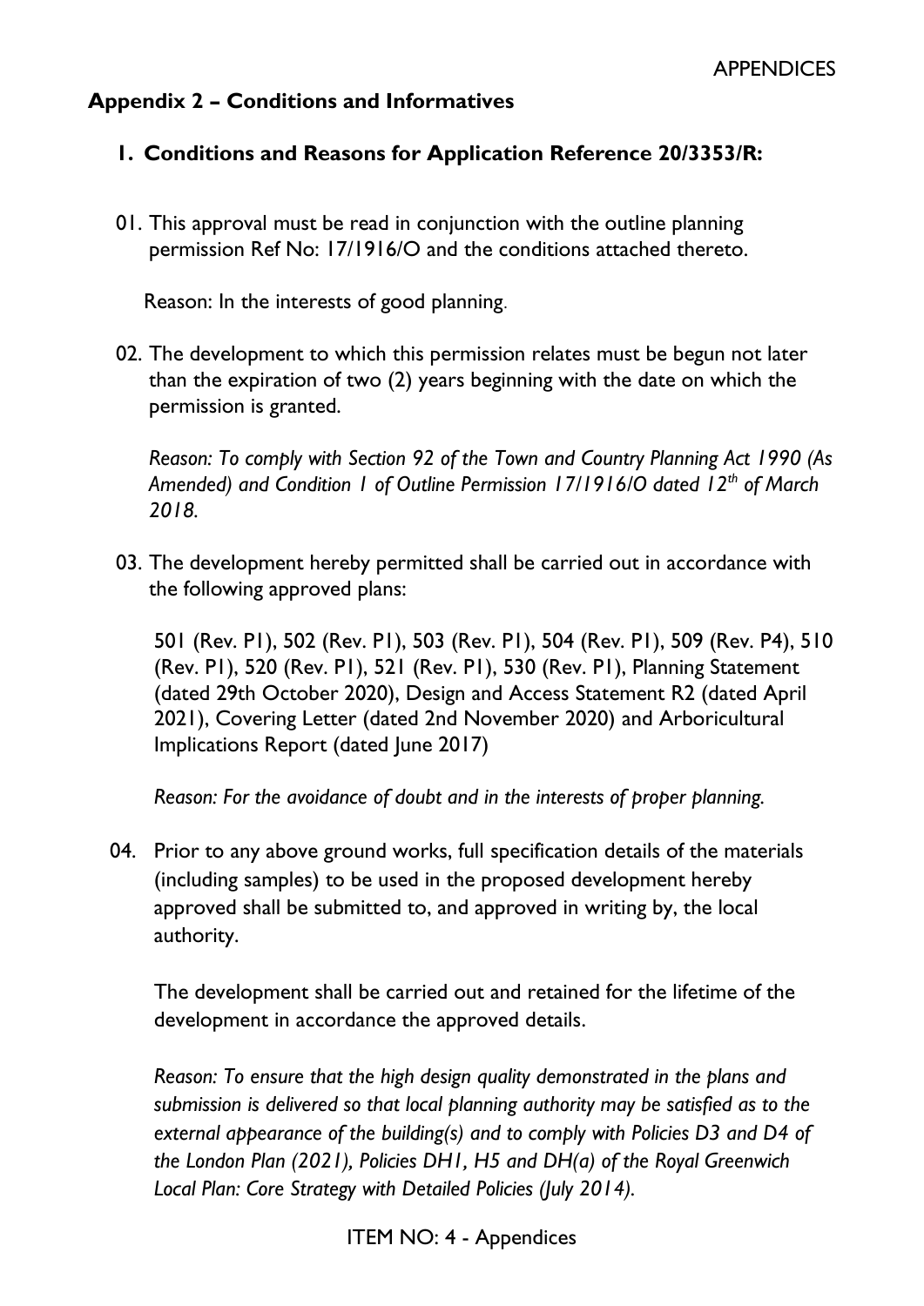## Appendix 2 – Conditions and Informatives

### 1. Conditions and Reasons for Application Reference 20/3353/R:

01. This approval must be read in conjunction with the outline planning permission Ref No: 17/1916/O and the conditions attached thereto.

    Reason: In the interests of good planning.

02. The development to which this permission relates must be begun not later than the expiration of two (2) years beginning with the date on which the permission is granted.

    *Reason: To comply with Section 92 of the Town and Country Planning Act 1990 (As Amended) and Condition 1 of Outline Permission 17/1916/O dated 12th of March 2018.*

03. The development hereby permitted shall be carried out in accordance with the following approved plans:

    501 (Rev. P1), 502 (Rev. P1), 503 (Rev. P1), 504 (Rev. P1), 509 (Rev. P4), 510 (Rev. P1), 520 (Rev. P1), 521 (Rev. P1), 530 (Rev. P1), Planning Statement (dated 29th October 2020), Design and Access Statement R2 (dated April 2021), Covering Letter (dated 2nd November 2020) and Arboricultural Implications Report (dated June 2017)

    *Reason: For the avoidance of doubt and in the interests of proper planning.*

04. Prior to any above ground works, full specification details of the materials (including samples) to be used in the proposed development hereby approved shall be submitted to, and approved in writing by, the local authority.

    The development shall be carried out and retained for the lifetime of the development in accordance the approved details.

    *Reason: To ensure that the high design quality demonstrated in the plans and submission is delivered so that local planning authority may be satisfied as to the external appearance of the building(s) and to comply with Policies D3 and D4 of the London Plan (2021), Policies DH1, H5 and DH(a) of the Royal Greenwich Local Plan: Core Strategy with Detailed Policies (July 2014).*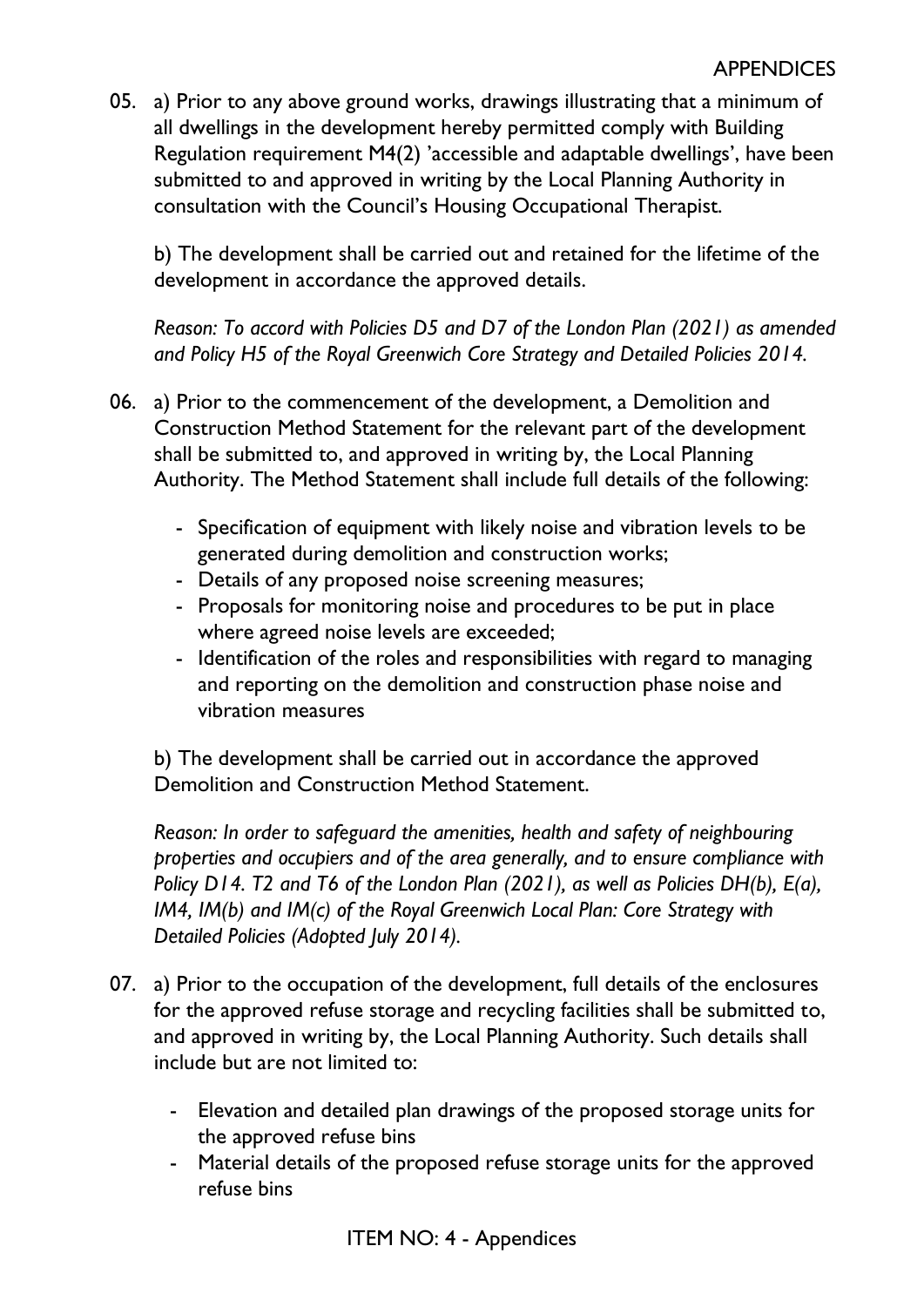05. a) Prior to any above ground works, drawings illustrating that a minimum of all dwellings in the development hereby permitted comply with Building Regulation requirement M4(2) 'accessible and adaptable dwellings', have been submitted to and approved in writing by the Local Planning Authority in consultation with the Council's Housing Occupational Therapist.

    b) The development shall be carried out and retained for the lifetime of the development in accordance the approved details.

    *Reason: To accord with Policies D5 and D7 of the London Plan (2021) as amended and Policy H5 of the Royal Greenwich Core Strategy and Detailed Policies 2014.*

06. a) Prior to the commencement of the development, a Demolition and Construction Method Statement for the relevant part of the development shall be submitted to, and approved in writing by, the Local Planning Authority. The Method Statement shall include full details of the following:

    - Specification of equipment with likely noise and vibration levels to be generated during demolition and construction works;
    - Details of any proposed noise screening measures;
    - Proposals for monitoring noise and procedures to be put in place where agreed noise levels are exceeded;
    - Identification of the roles and responsibilities with regard to managing and reporting on the demolition and construction phase noise and vibration measures

    b) The development shall be carried out in accordance the approved Demolition and Construction Method Statement.

    *Reason: In order to safeguard the amenities, health and safety of neighbouring properties and occupiers and of the area generally, and to ensure compliance with Policy D14. T2 and T6 of the London Plan (2021), as well as Policies DH(b), E(a), IM4, IM(b) and IM(c) of the Royal Greenwich Local Plan: Core Strategy with Detailed Policies (Adopted July 2014).*

07. a) Prior to the occupation of the development, full details of the enclosures for the approved refuse storage and recycling facilities shall be submitted to, and approved in writing by, the Local Planning Authority. Such details shall include but are not limited to:

    - Elevation and detailed plan drawings of the proposed storage units for the approved refuse bins
    - Material details of the proposed refuse storage units for the approved refuse bins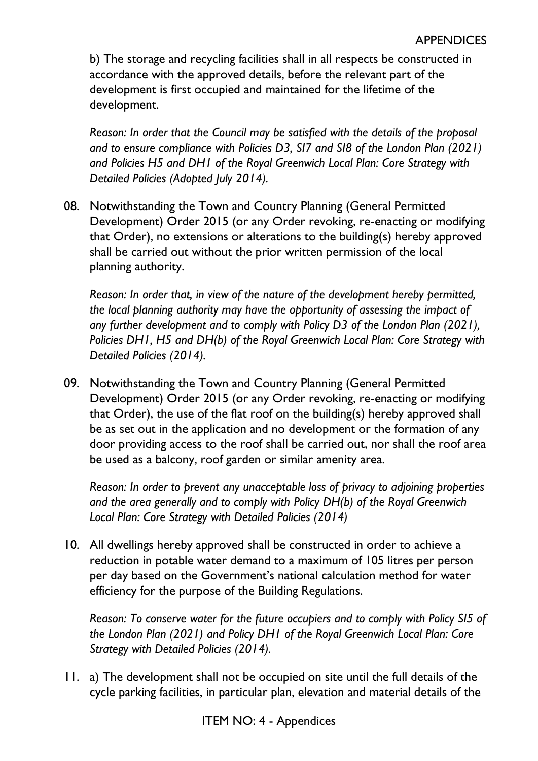b) The storage and recycling facilities shall in all respects be constructed in accordance with the approved details, before the relevant part of the development is first occupied and maintained for the lifetime of the development.

*Reason: In order that the Council may be satisfied with the details of the proposal and to ensure compliance with Policies D3, SI7 and SI8 of the London Plan (2021) and Policies H5 and DH1 of the Royal Greenwich Local Plan: Core Strategy with Detailed Policies (Adopted July 2014).*

08. Notwithstanding the Town and Country Planning (General Permitted Development) Order 2015 (or any Order revoking, re-enacting or modifying that Order), no extensions or alterations to the building(s) hereby approved shall be carried out without the prior written permission of the local planning authority.

    *Reason: In order that, in view of the nature of the development hereby permitted, the local planning authority may have the opportunity of assessing the impact of any further development and to comply with Policy D3 of the London Plan (2021), Policies DH1, H5 and DH(b) of the Royal Greenwich Local Plan: Core Strategy with Detailed Policies (2014).*

09. Notwithstanding the Town and Country Planning (General Permitted Development) Order 2015 (or any Order revoking, re-enacting or modifying that Order), the use of the flat roof on the building(s) hereby approved shall be as set out in the application and no development or the formation of any door providing access to the roof shall be carried out, nor shall the roof area be used as a balcony, roof garden or similar amenity area.

    *Reason: In order to prevent any unacceptable loss of privacy to adjoining properties and the area generally and to comply with Policy DH(b) of the Royal Greenwich Local Plan: Core Strategy with Detailed Policies (2014)*

10. All dwellings hereby approved shall be constructed in order to achieve a reduction in potable water demand to a maximum of 105 litres per person per day based on the Government's national calculation method for water efficiency for the purpose of the Building Regulations.

    *Reason: To conserve water for the future occupiers and to comply with Policy SI5 of the London Plan (2021) and Policy DH1 of the Royal Greenwich Local Plan: Core Strategy with Detailed Policies (2014).*

11. a) The development shall not be occupied on site until the full details of the cycle parking facilities, in particular plan, elevation and material details of the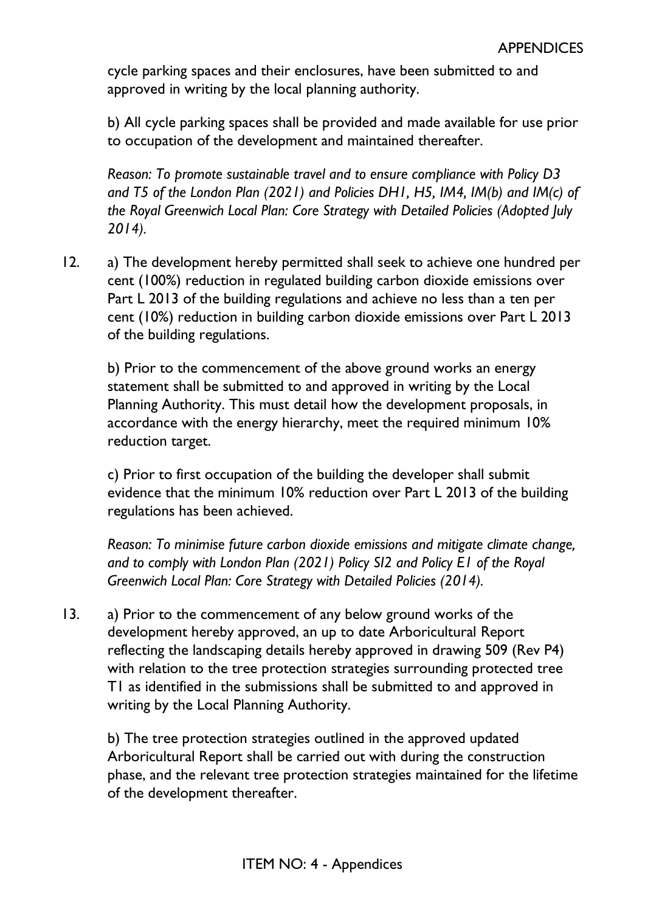cycle parking spaces and their enclosures, have been submitted to and approved in writing by the local planning authority.

b) All cycle parking spaces shall be provided and made available for use prior to occupation of the development and maintained thereafter.

*Reason: To promote sustainable travel and to ensure compliance with Policy D3 and T5 of the London Plan (2021) and Policies DH1, H5, IM4, IM(b) and IM(c) of the Royal Greenwich Local Plan: Core Strategy with Detailed Policies (Adopted July 2014).*

12. a) The development hereby permitted shall seek to achieve one hundred per cent (100%) reduction in regulated building carbon dioxide emissions over Part L 2013 of the building regulations and achieve no less than a ten per cent (10%) reduction in building carbon dioxide emissions over Part L 2013 of the building regulations.

    b) Prior to the commencement of the above ground works an energy statement shall be submitted to and approved in writing by the Local Planning Authority. This must detail how the development proposals, in accordance with the energy hierarchy, meet the required minimum 10% reduction target.

    c) Prior to first occupation of the building the developer shall submit evidence that the minimum 10% reduction over Part L 2013 of the building regulations has been achieved.

    *Reason: To minimise future carbon dioxide emissions and mitigate climate change, and to comply with London Plan (2021) Policy SI2 and Policy E1 of the Royal Greenwich Local Plan: Core Strategy with Detailed Policies (2014).*

13. a) Prior to the commencement of any below ground works of the development hereby approved, an up to date Arboricultural Report reflecting the landscaping details hereby approved in drawing 509 (Rev P4) with relation to the tree protection strategies surrounding protected tree T1 as identified in the submissions shall be submitted to and approved in writing by the Local Planning Authority.

    b) The tree protection strategies outlined in the approved updated Arboricultural Report shall be carried out with during the construction phase, and the relevant tree protection strategies maintained for the lifetime of the development thereafter.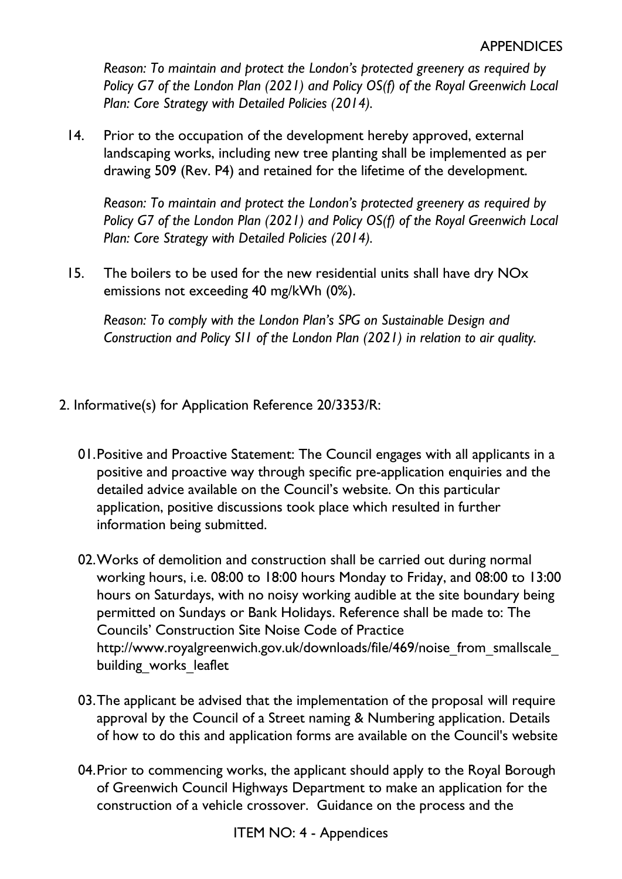*Reason: To maintain and protect the London's protected greenery as required by Policy G7 of the London Plan (2021) and Policy OS(f) of the Royal Greenwich Local Plan: Core Strategy with Detailed Policies (2014).*

14. Prior to the occupation of the development hereby approved, external landscaping works, including new tree planting shall be implemented as per drawing 509 (Rev. P4) and retained for the lifetime of the development.

    *Reason: To maintain and protect the London's protected greenery as required by Policy G7 of the London Plan (2021) and Policy OS(f) of the Royal Greenwich Local Plan: Core Strategy with Detailed Policies (2014).*

15. The boilers to be used for the new residential units shall have dry NOx emissions not exceeding 40 mg/kWh (0%).

    *Reason: To comply with the London Plan's SPG on Sustainable Design and Construction and Policy SI1 of the London Plan (2021) in relation to air quality.*

2. Informative(s) for Application Reference 20/3353/R:

   01. Positive and Proactive Statement: The Council engages with all applicants in a positive and proactive way through specific pre-application enquiries and the detailed advice available on the Council's website. On this particular application, positive discussions took place which resulted in further information being submitted.

   02. Works of demolition and construction shall be carried out during normal working hours, i.e. 08:00 to 18:00 hours Monday to Friday, and 08:00 to 13:00 hours on Saturdays, with no noisy working audible at the site boundary being permitted on Sundays or Bank Holidays. Reference shall be made to: The Councils' Construction Site Noise Code of Practice http://www.royalgreenwich.gov.uk/downloads/file/469/noise_from_smallscale_building_works_leaflet

   03. The applicant be advised that the implementation of the proposal will require approval by the Council of a Street naming & Numbering application. Details of how to do this and application forms are available on the Council's website

   04. Prior to commencing works, the applicant should apply to the Royal Borough of Greenwich Council Highways Department to make an application for the construction of a vehicle crossover. Guidance on the process and the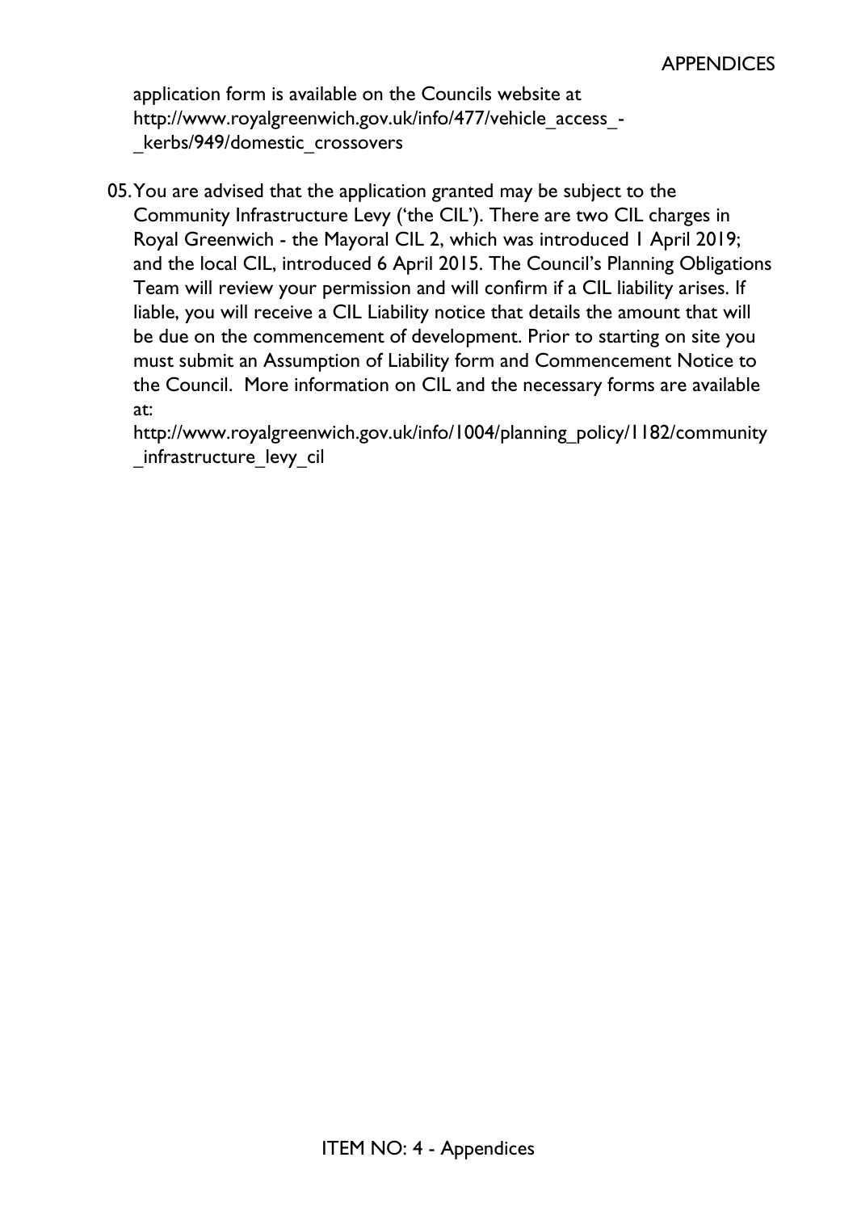application form is available on the Councils website at http://www.royalgreenwich.gov.uk/info/477/vehicle_access_-_kerbs/949/domestic_crossovers

05. You are advised that the application granted may be subject to the Community Infrastructure Levy ('the CIL'). There are two CIL charges in Royal Greenwich - the Mayoral CIL 2, which was introduced 1 April 2019; and the local CIL, introduced 6 April 2015. The Council's Planning Obligations Team will review your permission and will confirm if a CIL liability arises. If liable, you will receive a CIL Liability notice that details the amount that will be due on the commencement of development. Prior to starting on site you must submit an Assumption of Liability form and Commencement Notice to the Council. More information on CIL and the necessary forms are available at: http://www.royalgreenwich.gov.uk/info/1004/planning_policy/1182/community_infrastructure_levy_cil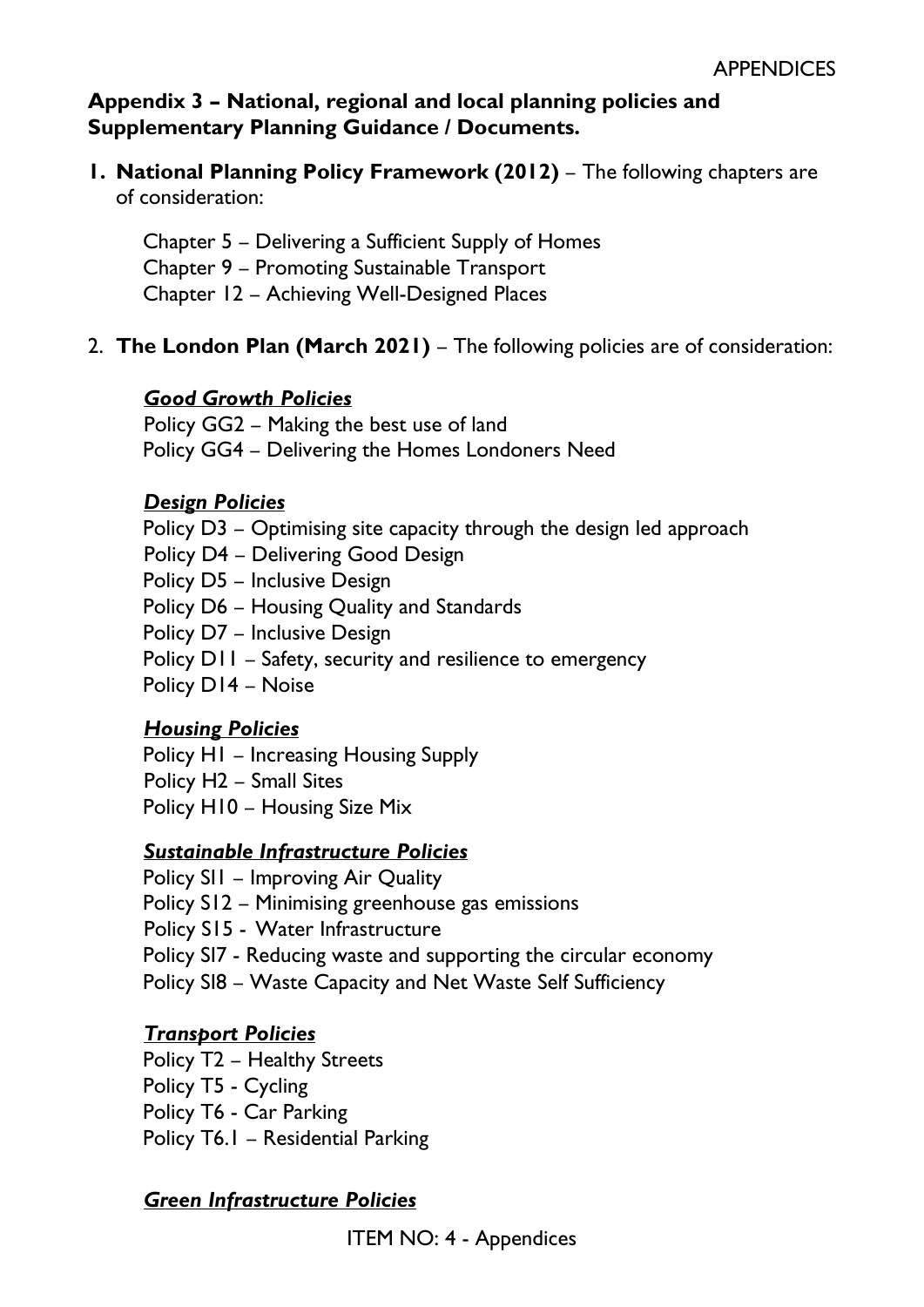## Appendix 3 – National, regional and local planning policies and Supplementary Planning Guidance / Documents.

1. **National Planning Policy Framework (2012)** – The following chapters are of consideration:

   Chapter 5 – Delivering a Sufficient Supply of Homes
   Chapter 9 – Promoting Sustainable Transport
   Chapter 12 – Achieving Well-Designed Places

2. **The London Plan (March 2021)** – The following policies are of consideration:

   ***Good Growth Policies***
   Policy GG2 – Making the best use of land
   Policy GG4 – Delivering the Homes Londoners Need

   ***Design Policies***
   Policy D3 – Optimising site capacity through the design led approach
   Policy D4 – Delivering Good Design
   Policy D5 – Inclusive Design
   Policy D6 – Housing Quality and Standards
   Policy D7 – Inclusive Design
   Policy D11 – Safety, security and resilience to emergency
   Policy D14 – Noise

   ***Housing Policies***
   Policy H1 – Increasing Housing Supply
   Policy H2 – Small Sites
   Policy H10 – Housing Size Mix

   ***Sustainable Infrastructure Policies***
   Policy SI1 – Improving Air Quality
   Policy S12 – Minimising greenhouse gas emissions
   Policy S15 - Water Infrastructure
   Policy SI7 - Reducing waste and supporting the circular economy
   Policy SI8 – Waste Capacity and Net Waste Self Sufficiency

   ***Transport Policies***
   Policy T2 – Healthy Streets
   Policy T5 - Cycling
   Policy T6 - Car Parking
   Policy T6.1 – Residential Parking

   ***Green Infrastructure Policies***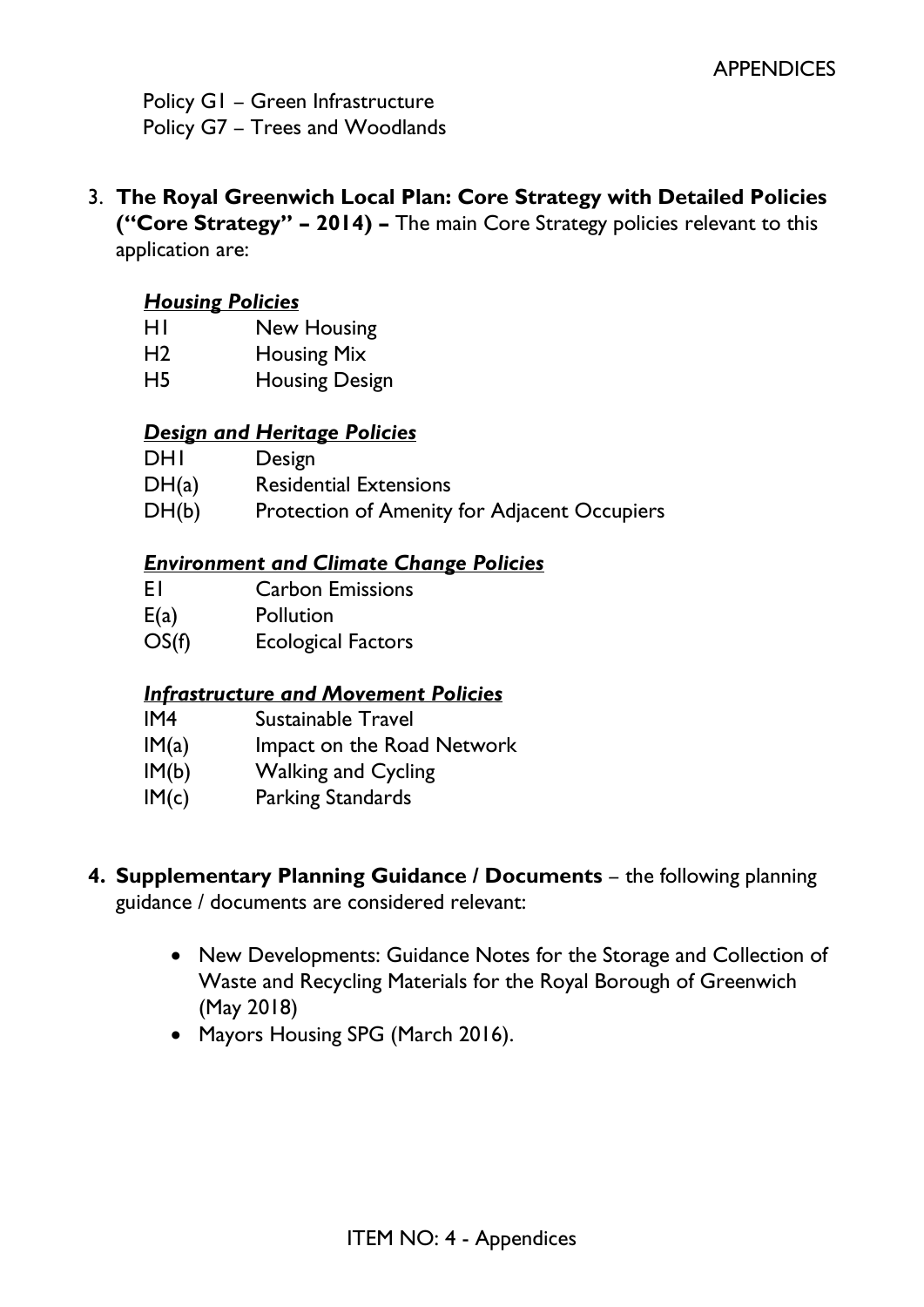Policy G1 – Green Infrastructure
Policy G7 – Trees and Woodlands

3. **The Royal Greenwich Local Plan: Core Strategy with Detailed Policies ("Core Strategy" – 2014) –** The main Core Strategy policies relevant to this application are:

***Housing Policies***

| | |
|---|---|
| H1 | New Housing |
| H2 | Housing Mix |
| H5 | Housing Design |

***Design and Heritage Policies***

| | |
|---|---|
| DH1 | Design |
| DH(a) | Residential Extensions |
| DH(b) | Protection of Amenity for Adjacent Occupiers |

***Environment and Climate Change Policies***

| | |
|---|---|
| E1 | Carbon Emissions |
| E(a) | Pollution |
| OS(f) | Ecological Factors |

***Infrastructure and Movement Policies***

| | |
|---|---|
| IM4 | Sustainable Travel |
| IM(a) | Impact on the Road Network |
| IM(b) | Walking and Cycling |
| IM(c) | Parking Standards |

4. **Supplementary Planning Guidance / Documents** – the following planning guidance / documents are considered relevant:

- New Developments: Guidance Notes for the Storage and Collection of Waste and Recycling Materials for the Royal Borough of Greenwich (May 2018)
- Mayors Housing SPG (March 2016).